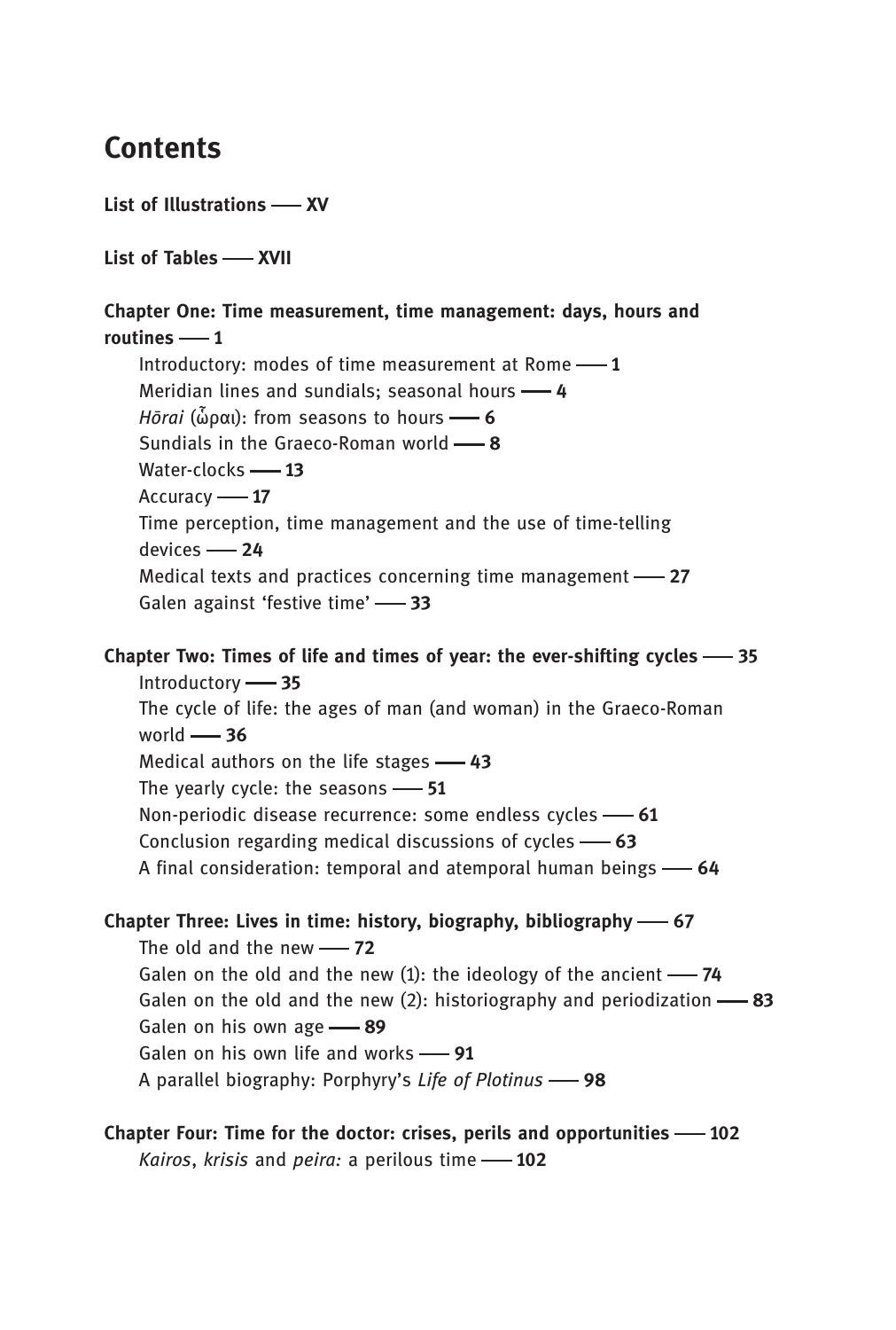## Contents

**List of Illustrations —— XV**

**List of Tables —— XVII**

**Chapter One: Time measurement, time management: days, hours and routines —— 1**

- Introductory: modes of time measurement at Rome —— **1**
- Meridian lines and sundials; seasonal hours —— **4**
- *Hōrai* (ὧραι): from seasons to hours —— **6**
- Sundials in the Graeco-Roman world —— **8**
- Water-clocks —— **13**
- Accuracy —— **17**
- Time perception, time management and the use of time-telling devices —— **24**
- Medical texts and practices concerning time management —— **27**
- Galen against 'festive time' —— **33**

**Chapter Two: Times of life and times of year: the ever-shifting cycles —— 35**

- Introductory —— **35**
- The cycle of life: the ages of man (and woman) in the Graeco-Roman world —— **36**
- Medical authors on the life stages —— **43**
- The yearly cycle: the seasons —— **51**
- Non-periodic disease recurrence: some endless cycles —— **61**
- Conclusion regarding medical discussions of cycles —— **63**
- A final consideration: temporal and atemporal human beings —— **64**

**Chapter Three: Lives in time: history, biography, bibliography —— 67**

- The old and the new —— **72**
- Galen on the old and the new (1): the ideology of the ancient —— **74**
- Galen on the old and the new (2): historiography and periodization —— **83**
- Galen on his own age —— **89**
- Galen on his own life and works —— **91**
- A parallel biography: Porphyry's *Life of Plotinus* —— **98**

**Chapter Four: Time for the doctor: crises, perils and opportunities —— 102**

- *Kairos*, *krisis* and *peira:* a perilous time —— **102**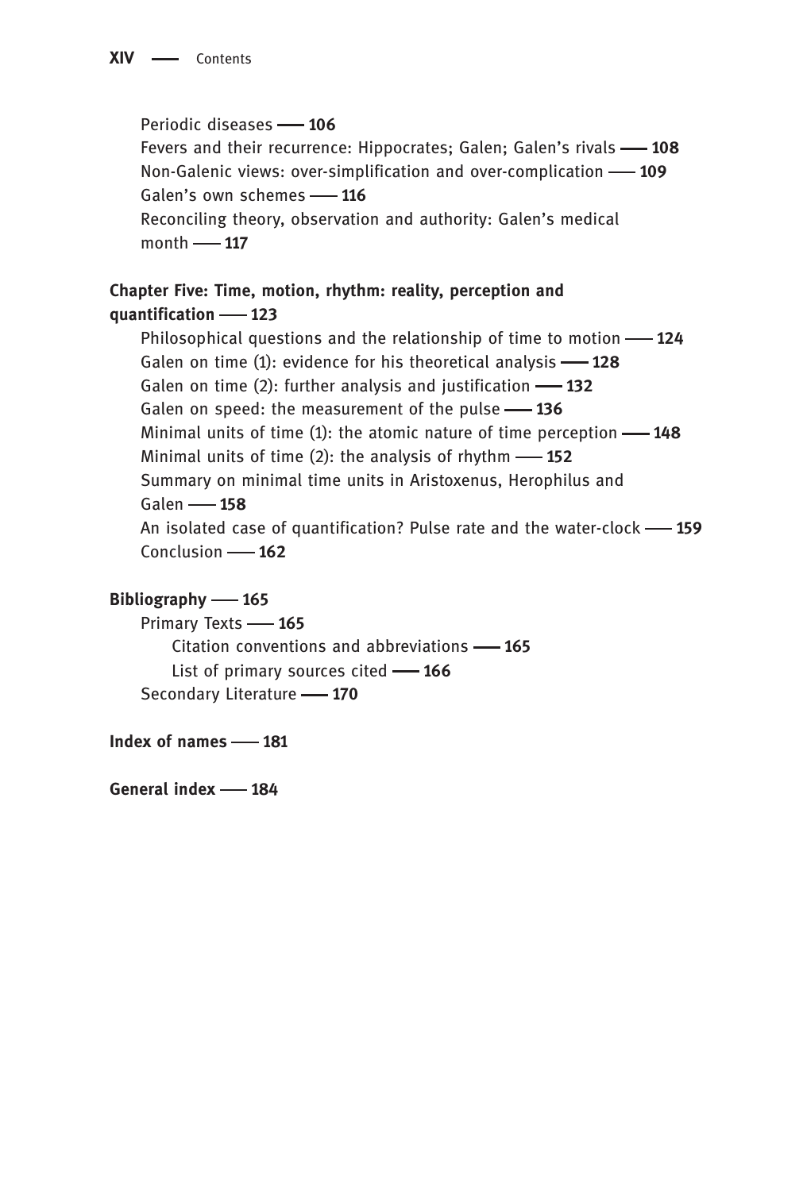Periodic diseases — **106**
Fevers and their recurrence: Hippocrates; Galen; Galen's rivals — **108**
Non-Galenic views: over-simplification and over-complication — **109**
Galen's own schemes — **116**
Reconciling theory, observation and authority: Galen's medical month — **117**

**Chapter Five: Time, motion, rhythm: reality, perception and quantification — 123**

Philosophical questions and the relationship of time to motion — **124**
Galen on time (1): evidence for his theoretical analysis — **128**
Galen on time (2): further analysis and justification — **132**
Galen on speed: the measurement of the pulse — **136**
Minimal units of time (1): the atomic nature of time perception — **148**
Minimal units of time (2): the analysis of rhythm — **152**
Summary on minimal time units in Aristoxenus, Herophilus and Galen — **158**
An isolated case of quantification? Pulse rate and the water-clock — **159**
Conclusion — **162**

**Bibliography — 165**

Primary Texts — **165**
Citation conventions and abbreviations — **165**
List of primary sources cited — **166**
Secondary Literature — **170**

**Index of names — 181**

**General index — 184**